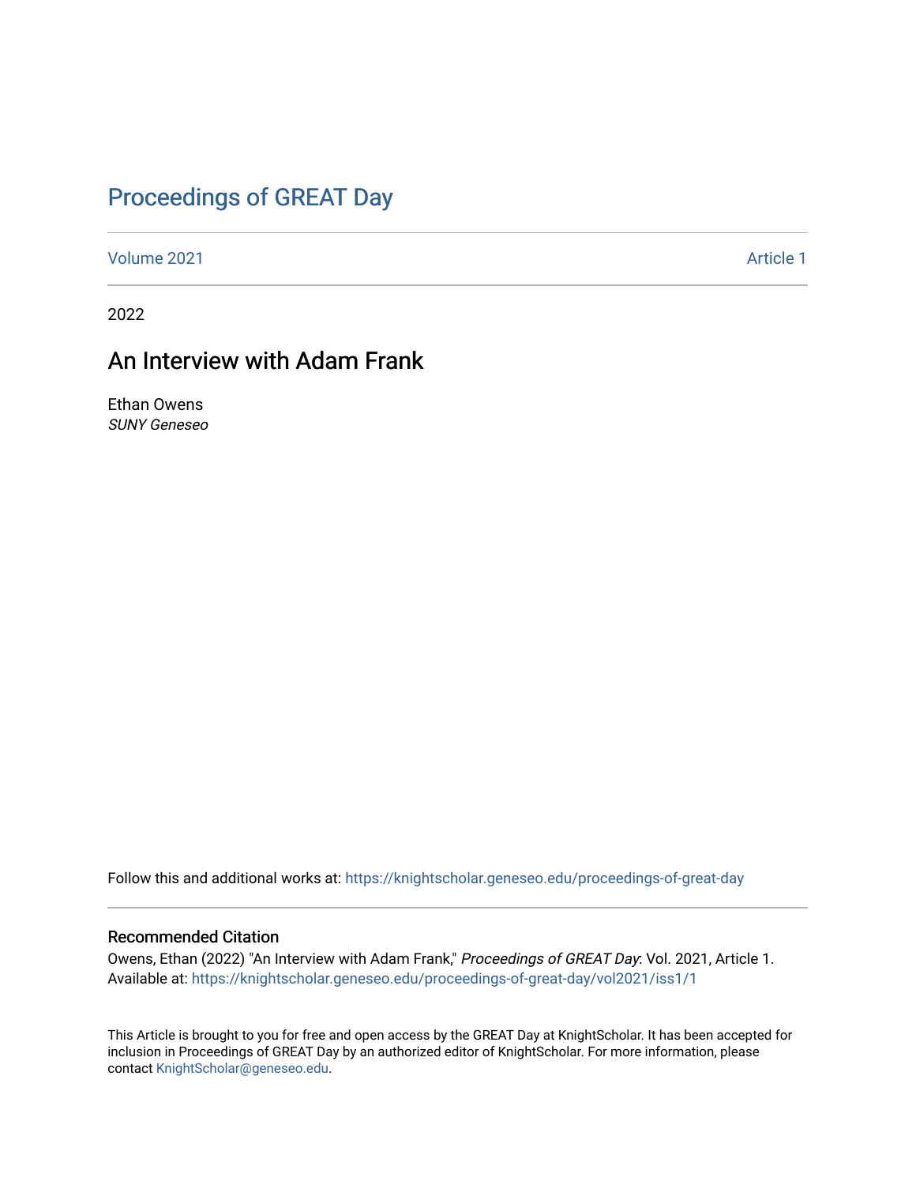# Proceedings of GREAT Day

Volume 2021 Article 1

2022

## An Interview with Adam Frank

Ethan Owens
*SUNY Geneseo*

Follow this and additional works at: https://knightscholar.geneseo.edu/proceedings-of-great-day

### Recommended Citation

Owens, Ethan (2022) "An Interview with Adam Frank," *Proceedings of GREAT Day*: Vol. 2021, Article 1.
Available at: https://knightscholar.geneseo.edu/proceedings-of-great-day/vol2021/iss1/1

This Article is brought to you for free and open access by the GREAT Day at KnightScholar. It has been accepted for inclusion in Proceedings of GREAT Day by an authorized editor of KnightScholar. For more information, please contact KnightScholar@geneseo.edu.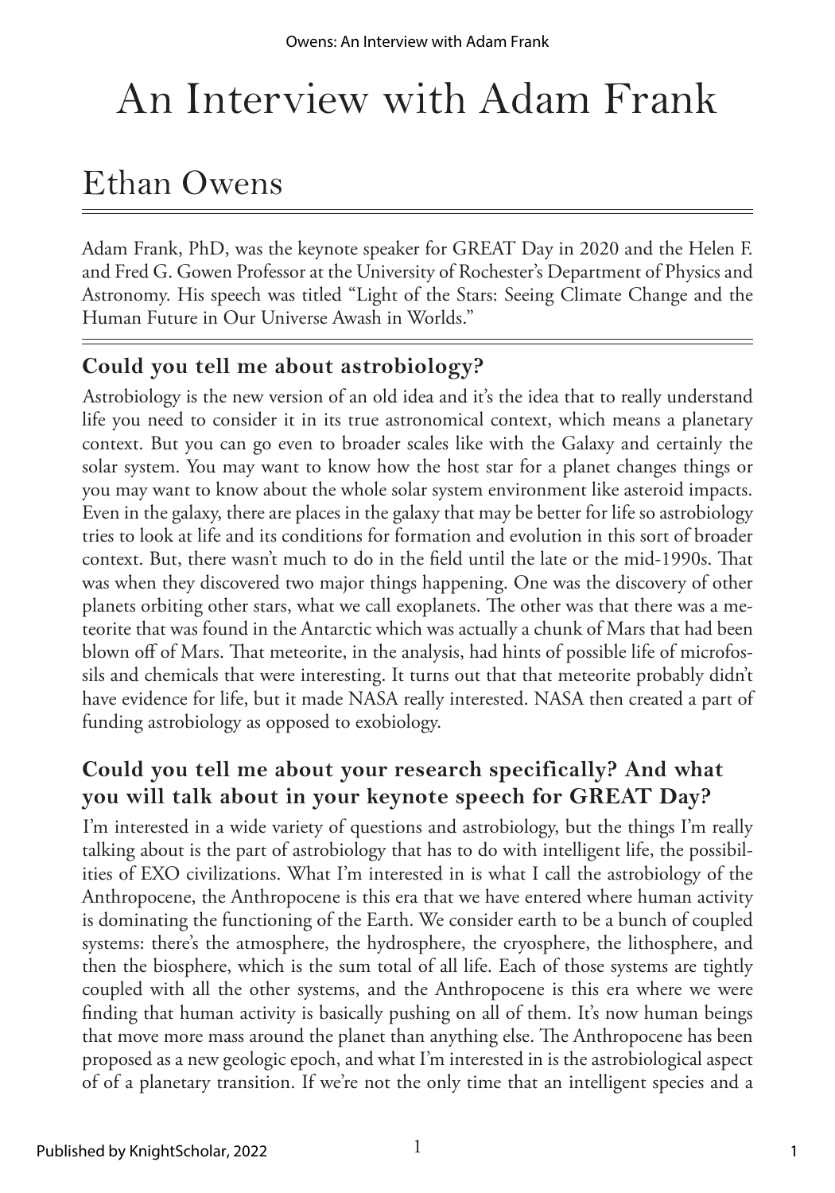# An Interview with Adam Frank

## Ethan Owens

Adam Frank, PhD, was the keynote speaker for GREAT Day in 2020 and the Helen F. and Fred G. Gowen Professor at the University of Rochester's Department of Physics and Astronomy. His speech was titled "Light of the Stars: Seeing Climate Change and the Human Future in Our Universe Awash in Worlds."

### Could you tell me about astrobiology?

Astrobiology is the new version of an old idea and it's the idea that to really understand life you need to consider it in its true astronomical context, which means a planetary context. But you can go even to broader scales like with the Galaxy and certainly the solar system. You may want to know how the host star for a planet changes things or you may want to know about the whole solar system environment like asteroid impacts. Even in the galaxy, there are places in the galaxy that may be better for life so astrobiology tries to look at life and its conditions for formation and evolution in this sort of broader context. But, there wasn't much to do in the field until the late or the mid-1990s. That was when they discovered two major things happening. One was the discovery of other planets orbiting other stars, what we call exoplanets. The other was that there was a meteorite that was found in the Antarctic which was actually a chunk of Mars that had been blown off of Mars. That meteorite, in the analysis, had hints of possible life of microfossils and chemicals that were interesting. It turns out that that meteorite probably didn't have evidence for life, but it made NASA really interested. NASA then created a part of funding astrobiology as opposed to exobiology.

### Could you tell me about your research specifically? And what you will talk about in your keynote speech for GREAT Day?

I'm interested in a wide variety of questions and astrobiology, but the things I'm really talking about is the part of astrobiology that has to do with intelligent life, the possibilities of EXO civilizations. What I'm interested in is what I call the astrobiology of the Anthropocene, the Anthropocene is this era that we have entered where human activity is dominating the functioning of the Earth. We consider earth to be a bunch of coupled systems: there's the atmosphere, the hydrosphere, the cryosphere, the lithosphere, and then the biosphere, which is the sum total of all life. Each of those systems are tightly coupled with all the other systems, and the Anthropocene is this era where we were finding that human activity is basically pushing on all of them. It's now human beings that move more mass around the planet than anything else. The Anthropocene has been proposed as a new geologic epoch, and what I'm interested in is the astrobiological aspect of of a planetary transition. If we're not the only time that an intelligent species and a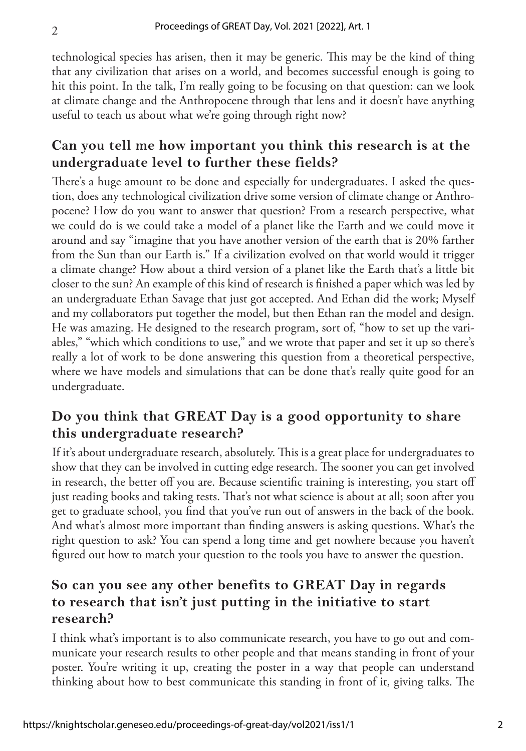technological species has arisen, then it may be generic. This may be the kind of thing that any civilization that arises on a world, and becomes successful enough is going to hit this point. In the talk, I'm really going to be focusing on that question: can we look at climate change and the Anthropocene through that lens and it doesn't have anything useful to teach us about what we're going through right now?

## Can you tell me how important you think this research is at the undergraduate level to further these fields?

There's a huge amount to be done and especially for undergraduates. I asked the question, does any technological civilization drive some version of climate change or Anthropocene? How do you want to answer that question? From a research perspective, what we could do is we could take a model of a planet like the Earth and we could move it around and say "imagine that you have another version of the earth that is 20% farther from the Sun than our Earth is." If a civilization evolved on that world would it trigger a climate change? How about a third version of a planet like the Earth that's a little bit closer to the sun? An example of this kind of research is finished a paper which was led by an undergraduate Ethan Savage that just got accepted. And Ethan did the work; Myself and my collaborators put together the model, but then Ethan ran the model and design. He was amazing. He designed to the research program, sort of, "how to set up the variables," "which which conditions to use," and we wrote that paper and set it up so there's really a lot of work to be done answering this question from a theoretical perspective, where we have models and simulations that can be done that's really quite good for an undergraduate.

## Do you think that GREAT Day is a good opportunity to share this undergraduate research?

If it's about undergraduate research, absolutely. This is a great place for undergraduates to show that they can be involved in cutting edge research. The sooner you can get involved in research, the better off you are. Because scientific training is interesting, you start off just reading books and taking tests. That's not what science is about at all; soon after you get to graduate school, you find that you've run out of answers in the back of the book. And what's almost more important than finding answers is asking questions. What's the right question to ask? You can spend a long time and get nowhere because you haven't figured out how to match your question to the tools you have to answer the question.

## So can you see any other benefits to GREAT Day in regards to research that isn't just putting in the initiative to start research?

I think what's important is to also communicate research, you have to go out and communicate your research results to other people and that means standing in front of your poster. You're writing it up, creating the poster in a way that people can understand thinking about how to best communicate this standing in front of it, giving talks. The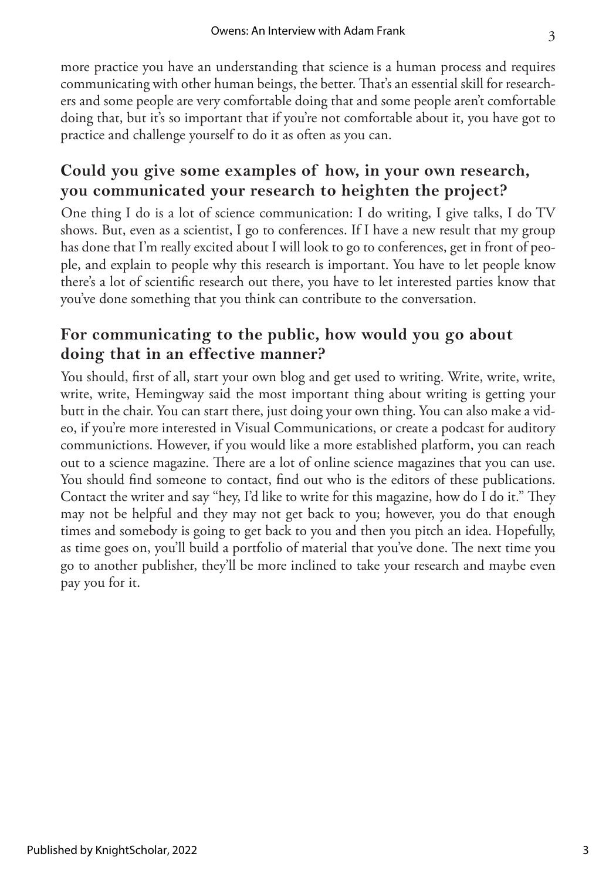more practice you have an understanding that science is a human process and requires communicating with other human beings, the better. That's an essential skill for researchers and some people are very comfortable doing that and some people aren't comfortable doing that, but it's so important that if you're not comfortable about it, you have got to practice and challenge yourself to do it as often as you can.

## Could you give some examples of how, in your own research, you communicated your research to heighten the project?

One thing I do is a lot of science communication: I do writing, I give talks, I do TV shows. But, even as a scientist, I go to conferences. If I have a new result that my group has done that I'm really excited about I will look to go to conferences, get in front of people, and explain to people why this research is important. You have to let people know there's a lot of scientific research out there, you have to let interested parties know that you've done something that you think can contribute to the conversation.

## For communicating to the public, how would you go about doing that in an effective manner?

You should, first of all, start your own blog and get used to writing. Write, write, write, write, write, Hemingway said the most important thing about writing is getting your butt in the chair. You can start there, just doing your own thing. You can also make a video, if you're more interested in Visual Communications, or create a podcast for auditory communictions. However, if you would like a more established platform, you can reach out to a science magazine. There are a lot of online science magazines that you can use. You should find someone to contact, find out who is the editors of these publications. Contact the writer and say "hey, I'd like to write for this magazine, how do I do it." They may not be helpful and they may not get back to you; however, you do that enough times and somebody is going to get back to you and then you pitch an idea. Hopefully, as time goes on, you'll build a portfolio of material that you've done. The next time you go to another publisher, they'll be more inclined to take your research and maybe even pay you for it.